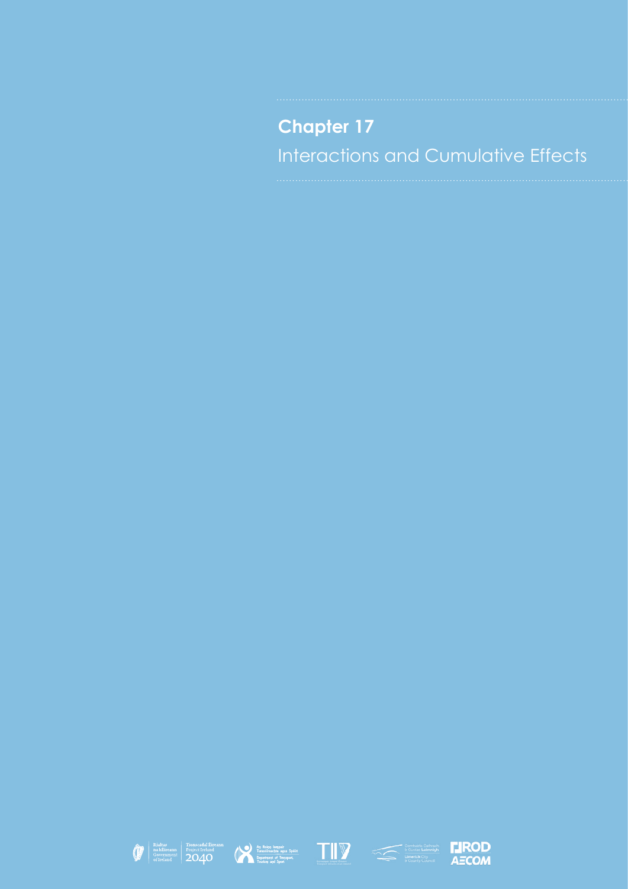# Chapter 17

## Interactions and Cumulative Effects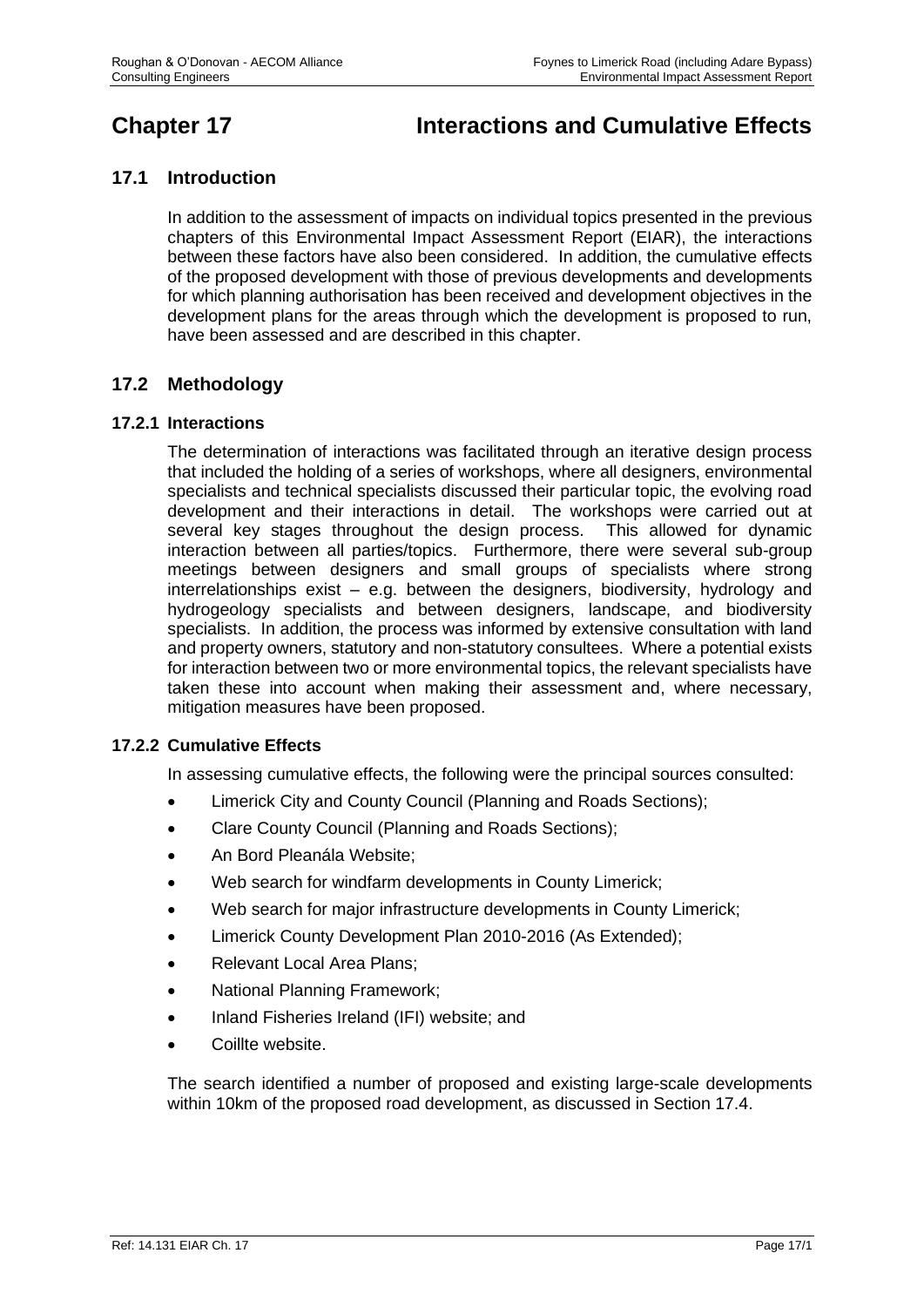# Chapter 17 Interactions and Cumulative Effects

## 17.1 Introduction

In addition to the assessment of impacts on individual topics presented in the previous chapters of this Environmental Impact Assessment Report (EIAR), the interactions between these factors have also been considered. In addition, the cumulative effects of the proposed development with those of previous developments and developments for which planning authorisation has been received and development objectives in the development plans for the areas through which the development is proposed to run, have been assessed and are described in this chapter.

## 17.2 Methodology

### 17.2.1 Interactions

The determination of interactions was facilitated through an iterative design process that included the holding of a series of workshops, where all designers, environmental specialists and technical specialists discussed their particular topic, the evolving road development and their interactions in detail. The workshops were carried out at several key stages throughout the design process. This allowed for dynamic interaction between all parties/topics. Furthermore, there were several sub-group meetings between designers and small groups of specialists where strong interrelationships exist – e.g. between the designers, biodiversity, hydrology and hydrogeology specialists and between designers, landscape, and biodiversity specialists. In addition, the process was informed by extensive consultation with land and property owners, statutory and non-statutory consultees. Where a potential exists for interaction between two or more environmental topics, the relevant specialists have taken these into account when making their assessment and, where necessary, mitigation measures have been proposed.

### 17.2.2 Cumulative Effects

In assessing cumulative effects, the following were the principal sources consulted:

- Limerick City and County Council (Planning and Roads Sections);
- Clare County Council (Planning and Roads Sections);
- An Bord Pleanála Website;
- Web search for windfarm developments in County Limerick;
- Web search for major infrastructure developments in County Limerick;
- Limerick County Development Plan 2010-2016 (As Extended);
- Relevant Local Area Plans;
- National Planning Framework;
- Inland Fisheries Ireland (IFI) website; and
- Coillte website.

The search identified a number of proposed and existing large-scale developments within 10km of the proposed road development, as discussed in Section 17.4.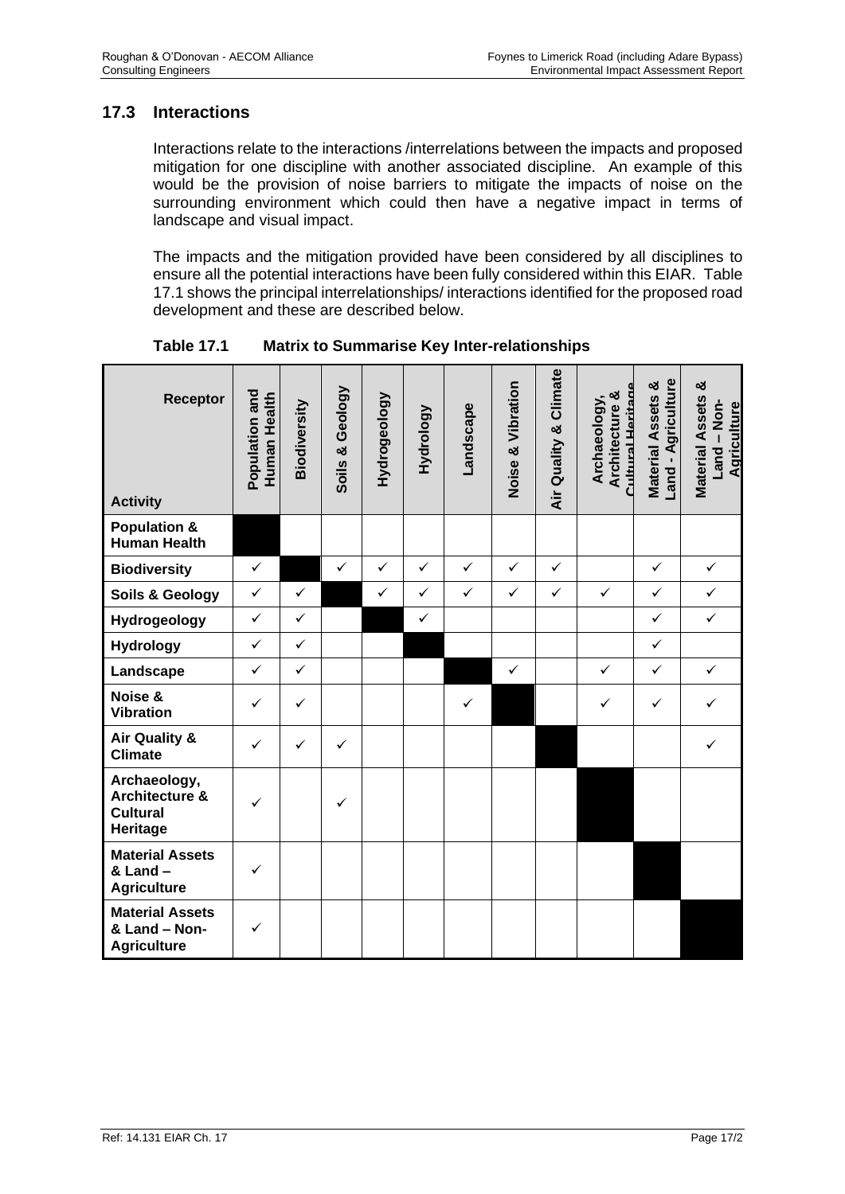## 17.3 Interactions

Interactions relate to the interactions /interrelations between the impacts and proposed mitigation for one discipline with another associated discipline. An example of this would be the provision of noise barriers to mitigate the impacts of noise on the surrounding environment which could then have a negative impact in terms of landscape and visual impact.

The impacts and the mitigation provided have been considered by all disciplines to ensure all the potential interactions have been fully considered within this EIAR. Table 17.1 shows the principal interrelationships/ interactions identified for the proposed road development and these are described below.

**Table 17.1 Matrix to Summarise Key Inter-relationships**

| Receptor / Activity | Population and Human Health | Biodiversity | Soils & Geology | Hydrogeology | Hydrology | Landscape | Noise & Vibration | Air Quality & Climate | Archaeology, Architecture & Cultural Heritage | Material Assets & Land - Agriculture | Material Assets & Land – Non-Agriculture |
|---|---|---|---|---|---|---|---|---|---|---|---|
| **Population & Human Health** | ■ | | | | | | | | | | |
| **Biodiversity** | ✓ | ■ | ✓ | ✓ | ✓ | ✓ | ✓ | ✓ | | ✓ | ✓ |
| **Soils & Geology** | ✓ | ✓ | ■ | ✓ | ✓ | ✓ | ✓ | ✓ | ✓ | ✓ | ✓ |
| **Hydrogeology** | ✓ | ✓ | | ■ | ✓ | | | | | ✓ | ✓ |
| **Hydrology** | ✓ | ✓ | | | ■ | | | | | ✓ | |
| **Landscape** | ✓ | ✓ | | | | ■ | ✓ | | ✓ | ✓ | ✓ |
| **Noise & Vibration** | ✓ | ✓ | | | | ✓ | ■ | | ✓ | ✓ | ✓ |
| **Air Quality & Climate** | ✓ | ✓ | ✓ | | | | | ■ | | | ✓ |
| **Archaeology, Architecture & Cultural Heritage** | ✓ | | ✓ | | | | | | ■ | | |
| **Material Assets & Land – Agriculture** | ✓ | | | | | | | | | ■ | |
| **Material Assets & Land – Non-Agriculture** | ✓ | | | | | | | | | | ■ |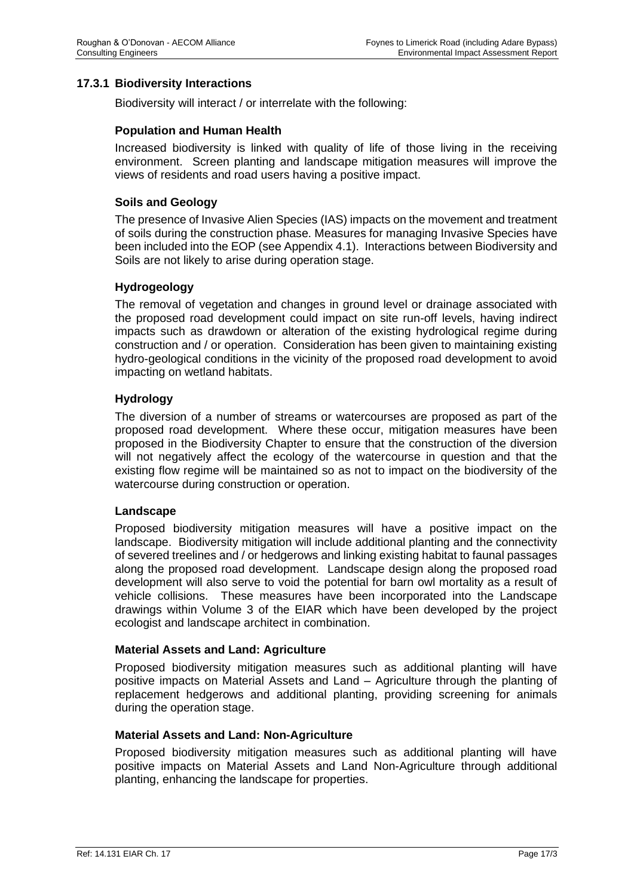### 17.3.1 Biodiversity Interactions

Biodiversity will interact / or interrelate with the following:

**Population and Human Health**

Increased biodiversity is linked with quality of life of those living in the receiving environment. Screen planting and landscape mitigation measures will improve the views of residents and road users having a positive impact.

**Soils and Geology**

The presence of Invasive Alien Species (IAS) impacts on the movement and treatment of soils during the construction phase. Measures for managing Invasive Species have been included into the EOP (see Appendix 4.1). Interactions between Biodiversity and Soils are not likely to arise during operation stage.

**Hydrogeology**

The removal of vegetation and changes in ground level or drainage associated with the proposed road development could impact on site run-off levels, having indirect impacts such as drawdown or alteration of the existing hydrological regime during construction and / or operation. Consideration has been given to maintaining existing hydro-geological conditions in the vicinity of the proposed road development to avoid impacting on wetland habitats.

**Hydrology**

The diversion of a number of streams or watercourses are proposed as part of the proposed road development. Where these occur, mitigation measures have been proposed in the Biodiversity Chapter to ensure that the construction of the diversion will not negatively affect the ecology of the watercourse in question and that the existing flow regime will be maintained so as not to impact on the biodiversity of the watercourse during construction or operation.

**Landscape**

Proposed biodiversity mitigation measures will have a positive impact on the landscape. Biodiversity mitigation will include additional planting and the connectivity of severed treelines and / or hedgerows and linking existing habitat to faunal passages along the proposed road development. Landscape design along the proposed road development will also serve to void the potential for barn owl mortality as a result of vehicle collisions. These measures have been incorporated into the Landscape drawings within Volume 3 of the EIAR which have been developed by the project ecologist and landscape architect in combination.

**Material Assets and Land: Agriculture**

Proposed biodiversity mitigation measures such as additional planting will have positive impacts on Material Assets and Land – Agriculture through the planting of replacement hedgerows and additional planting, providing screening for animals during the operation stage.

**Material Assets and Land: Non-Agriculture**

Proposed biodiversity mitigation measures such as additional planting will have positive impacts on Material Assets and Land Non-Agriculture through additional planting, enhancing the landscape for properties.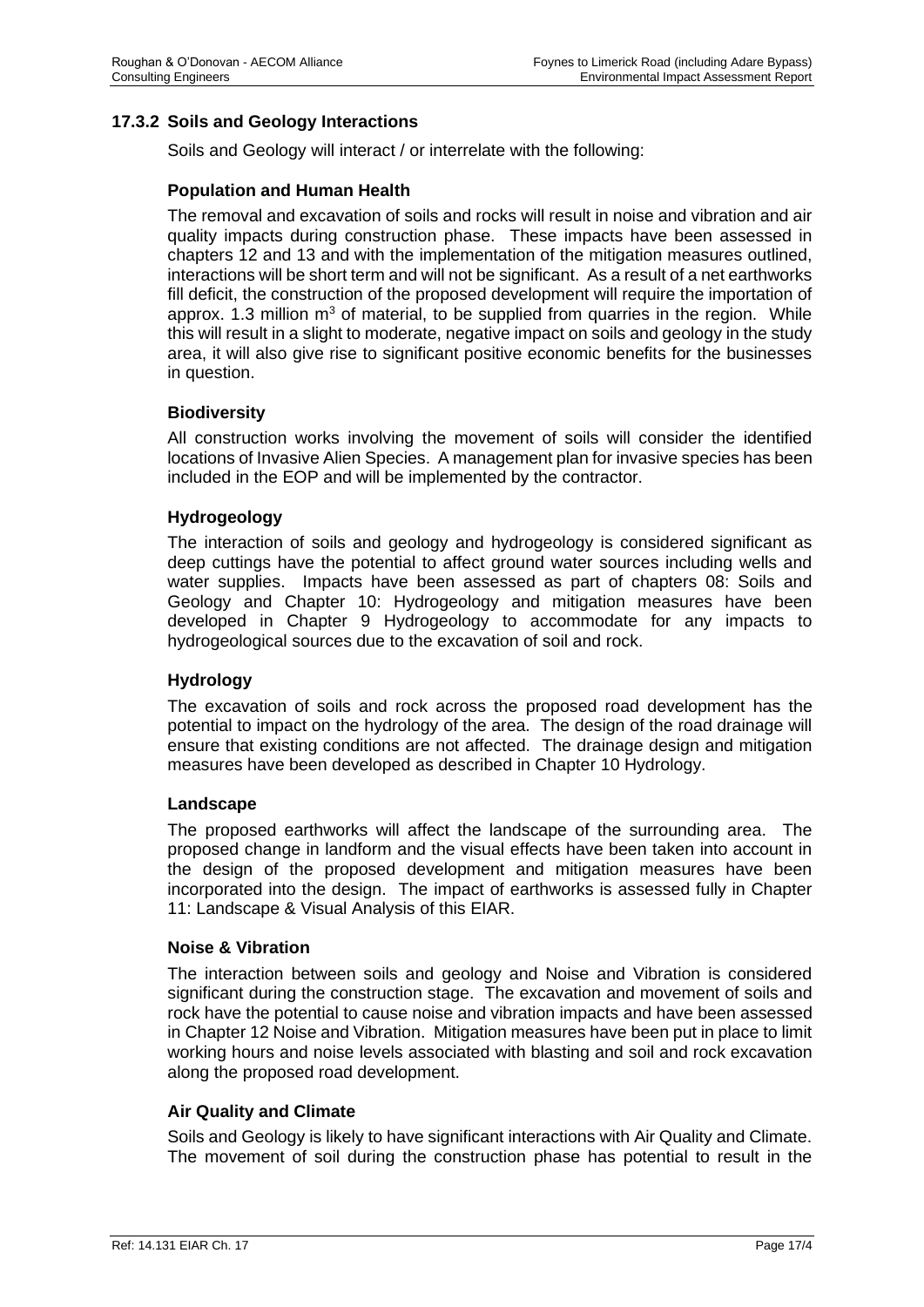### 17.3.2 Soils and Geology Interactions

Soils and Geology will interact / or interrelate with the following:

#### Population and Human Health

The removal and excavation of soils and rocks will result in noise and vibration and air quality impacts during construction phase. These impacts have been assessed in chapters 12 and 13 and with the implementation of the mitigation measures outlined, interactions will be short term and will not be significant. As a result of a net earthworks fill deficit, the construction of the proposed development will require the importation of approx. 1.3 million $m^3$ of material, to be supplied from quarries in the region. While this will result in a slight to moderate, negative impact on soils and geology in the study area, it will also give rise to significant positive economic benefits for the businesses in question.

#### Biodiversity

All construction works involving the movement of soils will consider the identified locations of Invasive Alien Species. A management plan for invasive species has been included in the EOP and will be implemented by the contractor.

#### Hydrogeology

The interaction of soils and geology and hydrogeology is considered significant as deep cuttings have the potential to affect ground water sources including wells and water supplies. Impacts have been assessed as part of chapters 08: Soils and Geology and Chapter 10: Hydrogeology and mitigation measures have been developed in Chapter 9 Hydrogeology to accommodate for any impacts to hydrogeological sources due to the excavation of soil and rock.

#### Hydrology

The excavation of soils and rock across the proposed road development has the potential to impact on the hydrology of the area. The design of the road drainage will ensure that existing conditions are not affected. The drainage design and mitigation measures have been developed as described in Chapter 10 Hydrology.

#### Landscape

The proposed earthworks will affect the landscape of the surrounding area. The proposed change in landform and the visual effects have been taken into account in the design of the proposed development and mitigation measures have been incorporated into the design. The impact of earthworks is assessed fully in Chapter 11: Landscape & Visual Analysis of this EIAR.

#### Noise & Vibration

The interaction between soils and geology and Noise and Vibration is considered significant during the construction stage. The excavation and movement of soils and rock have the potential to cause noise and vibration impacts and have been assessed in Chapter 12 Noise and Vibration. Mitigation measures have been put in place to limit working hours and noise levels associated with blasting and soil and rock excavation along the proposed road development.

#### Air Quality and Climate

Soils and Geology is likely to have significant interactions with Air Quality and Climate. The movement of soil during the construction phase has potential to result in the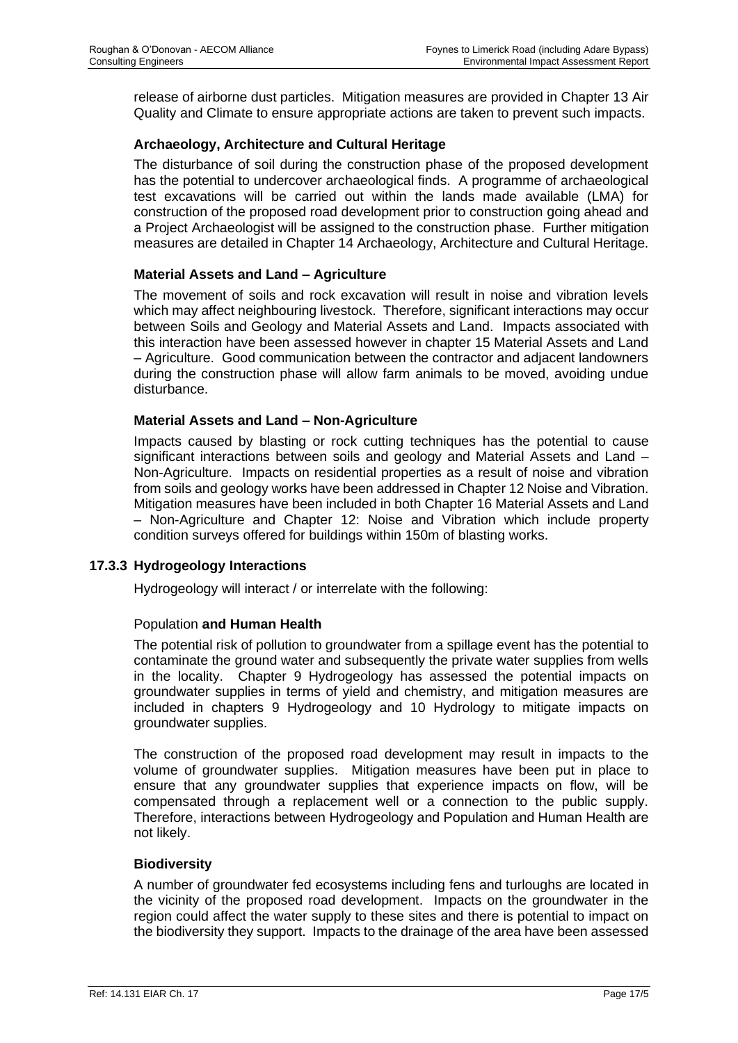release of airborne dust particles. Mitigation measures are provided in Chapter 13 Air Quality and Climate to ensure appropriate actions are taken to prevent such impacts.

**Archaeology, Architecture and Cultural Heritage**

The disturbance of soil during the construction phase of the proposed development has the potential to undercover archaeological finds. A programme of archaeological test excavations will be carried out within the lands made available (LMA) for construction of the proposed road development prior to construction going ahead and a Project Archaeologist will be assigned to the construction phase. Further mitigation measures are detailed in Chapter 14 Archaeology, Architecture and Cultural Heritage.

**Material Assets and Land – Agriculture**

The movement of soils and rock excavation will result in noise and vibration levels which may affect neighbouring livestock. Therefore, significant interactions may occur between Soils and Geology and Material Assets and Land. Impacts associated with this interaction have been assessed however in chapter 15 Material Assets and Land – Agriculture. Good communication between the contractor and adjacent landowners during the construction phase will allow farm animals to be moved, avoiding undue disturbance.

**Material Assets and Land – Non-Agriculture**

Impacts caused by blasting or rock cutting techniques has the potential to cause significant interactions between soils and geology and Material Assets and Land – Non-Agriculture. Impacts on residential properties as a result of noise and vibration from soils and geology works have been addressed in Chapter 12 Noise and Vibration. Mitigation measures have been included in both Chapter 16 Material Assets and Land – Non-Agriculture and Chapter 12: Noise and Vibration which include property condition surveys offered for buildings within 150m of blasting works.

### 17.3.3 Hydrogeology Interactions

Hydrogeology will interact / or interrelate with the following:

Population **and Human Health**

The potential risk of pollution to groundwater from a spillage event has the potential to contaminate the ground water and subsequently the private water supplies from wells in the locality. Chapter 9 Hydrogeology has assessed the potential impacts on groundwater supplies in terms of yield and chemistry, and mitigation measures are included in chapters 9 Hydrogeology and 10 Hydrology to mitigate impacts on groundwater supplies.

The construction of the proposed road development may result in impacts to the volume of groundwater supplies. Mitigation measures have been put in place to ensure that any groundwater supplies that experience impacts on flow, will be compensated through a replacement well or a connection to the public supply. Therefore, interactions between Hydrogeology and Population and Human Health are not likely.

**Biodiversity**

A number of groundwater fed ecosystems including fens and turloughs are located in the vicinity of the proposed road development. Impacts on the groundwater in the region could affect the water supply to these sites and there is potential to impact on the biodiversity they support. Impacts to the drainage of the area have been assessed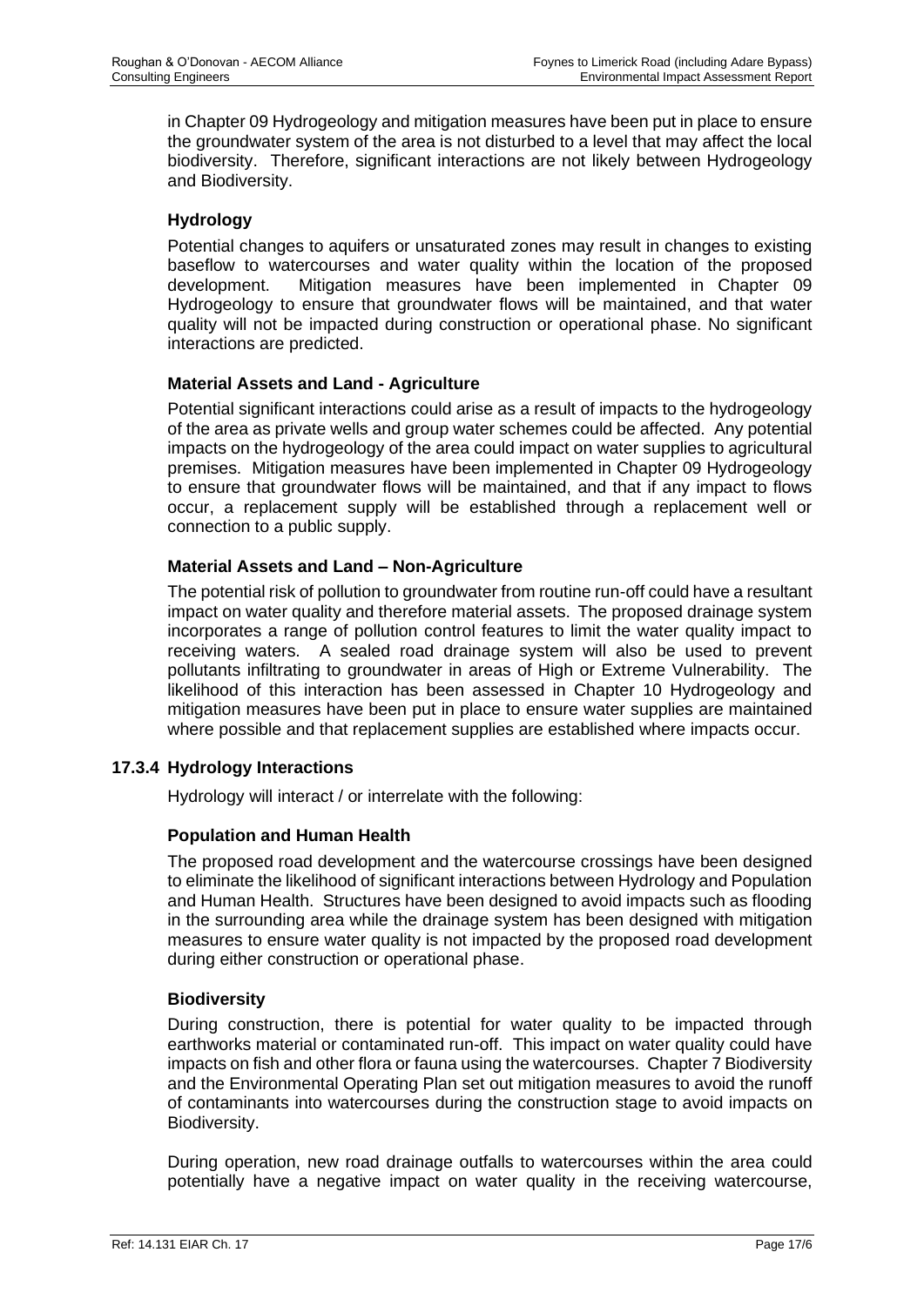in Chapter 09 Hydrogeology and mitigation measures have been put in place to ensure the groundwater system of the area is not disturbed to a level that may affect the local biodiversity. Therefore, significant interactions are not likely between Hydrogeology and Biodiversity.

#### Hydrology

Potential changes to aquifers or unsaturated zones may result in changes to existing baseflow to watercourses and water quality within the location of the proposed development. Mitigation measures have been implemented in Chapter 09 Hydrogeology to ensure that groundwater flows will be maintained, and that water quality will not be impacted during construction or operational phase. No significant interactions are predicted.

#### Material Assets and Land - Agriculture

Potential significant interactions could arise as a result of impacts to the hydrogeology of the area as private wells and group water schemes could be affected. Any potential impacts on the hydrogeology of the area could impact on water supplies to agricultural premises. Mitigation measures have been implemented in Chapter 09 Hydrogeology to ensure that groundwater flows will be maintained, and that if any impact to flows occur, a replacement supply will be established through a replacement well or connection to a public supply.

#### Material Assets and Land – Non-Agriculture

The potential risk of pollution to groundwater from routine run-off could have a resultant impact on water quality and therefore material assets. The proposed drainage system incorporates a range of pollution control features to limit the water quality impact to receiving waters. A sealed road drainage system will also be used to prevent pollutants infiltrating to groundwater in areas of High or Extreme Vulnerability. The likelihood of this interaction has been assessed in Chapter 10 Hydrogeology and mitigation measures have been put in place to ensure water supplies are maintained where possible and that replacement supplies are established where impacts occur.

### 17.3.4 Hydrology Interactions

Hydrology will interact / or interrelate with the following:

#### Population and Human Health

The proposed road development and the watercourse crossings have been designed to eliminate the likelihood of significant interactions between Hydrology and Population and Human Health. Structures have been designed to avoid impacts such as flooding in the surrounding area while the drainage system has been designed with mitigation measures to ensure water quality is not impacted by the proposed road development during either construction or operational phase.

#### Biodiversity

During construction, there is potential for water quality to be impacted through earthworks material or contaminated run-off. This impact on water quality could have impacts on fish and other flora or fauna using the watercourses. Chapter 7 Biodiversity and the Environmental Operating Plan set out mitigation measures to avoid the runoff of contaminants into watercourses during the construction stage to avoid impacts on Biodiversity.

During operation, new road drainage outfalls to watercourses within the area could potentially have a negative impact on water quality in the receiving watercourse,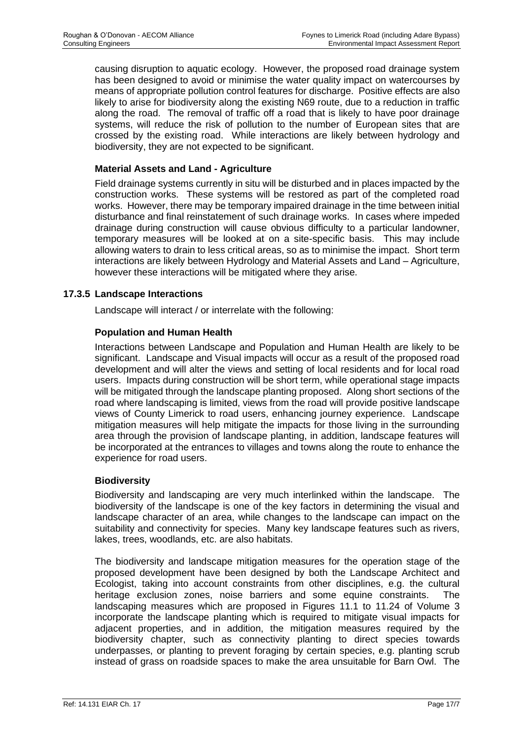causing disruption to aquatic ecology. However, the proposed road drainage system has been designed to avoid or minimise the water quality impact on watercourses by means of appropriate pollution control features for discharge. Positive effects are also likely to arise for biodiversity along the existing N69 route, due to a reduction in traffic along the road. The removal of traffic off a road that is likely to have poor drainage systems, will reduce the risk of pollution to the number of European sites that are crossed by the existing road. While interactions are likely between hydrology and biodiversity, they are not expected to be significant.

**Material Assets and Land - Agriculture**

Field drainage systems currently in situ will be disturbed and in places impacted by the construction works. These systems will be restored as part of the completed road works. However, there may be temporary impaired drainage in the time between initial disturbance and final reinstatement of such drainage works. In cases where impeded drainage during construction will cause obvious difficulty to a particular landowner, temporary measures will be looked at on a site-specific basis. This may include allowing waters to drain to less critical areas, so as to minimise the impact. Short term interactions are likely between Hydrology and Material Assets and Land – Agriculture, however these interactions will be mitigated where they arise.

### 17.3.5 Landscape Interactions

Landscape will interact / or interrelate with the following:

**Population and Human Health**

Interactions between Landscape and Population and Human Health are likely to be significant. Landscape and Visual impacts will occur as a result of the proposed road development and will alter the views and setting of local residents and for local road users. Impacts during construction will be short term, while operational stage impacts will be mitigated through the landscape planting proposed. Along short sections of the road where landscaping is limited, views from the road will provide positive landscape views of County Limerick to road users, enhancing journey experience. Landscape mitigation measures will help mitigate the impacts for those living in the surrounding area through the provision of landscape planting, in addition, landscape features will be incorporated at the entrances to villages and towns along the route to enhance the experience for road users.

**Biodiversity**

Biodiversity and landscaping are very much interlinked within the landscape. The biodiversity of the landscape is one of the key factors in determining the visual and landscape character of an area, while changes to the landscape can impact on the suitability and connectivity for species. Many key landscape features such as rivers, lakes, trees, woodlands, etc. are also habitats.

The biodiversity and landscape mitigation measures for the operation stage of the proposed development have been designed by both the Landscape Architect and Ecologist, taking into account constraints from other disciplines, e.g. the cultural heritage exclusion zones, noise barriers and some equine constraints. The landscaping measures which are proposed in Figures 11.1 to 11.24 of Volume 3 incorporate the landscape planting which is required to mitigate visual impacts for adjacent properties, and in addition, the mitigation measures required by the biodiversity chapter, such as connectivity planting to direct species towards underpasses, or planting to prevent foraging by certain species, e.g. planting scrub instead of grass on roadside spaces to make the area unsuitable for Barn Owl. The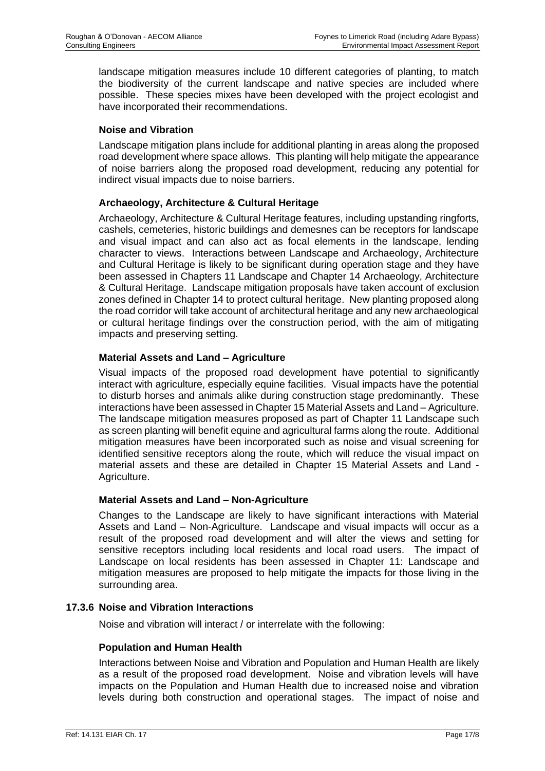landscape mitigation measures include 10 different categories of planting, to match the biodiversity of the current landscape and native species are included where possible. These species mixes have been developed with the project ecologist and have incorporated their recommendations.

#### Noise and Vibration

Landscape mitigation plans include for additional planting in areas along the proposed road development where space allows. This planting will help mitigate the appearance of noise barriers along the proposed road development, reducing any potential for indirect visual impacts due to noise barriers.

#### Archaeology, Architecture & Cultural Heritage

Archaeology, Architecture & Cultural Heritage features, including upstanding ringforts, cashels, cemeteries, historic buildings and demesnes can be receptors for landscape and visual impact and can also act as focal elements in the landscape, lending character to views. Interactions between Landscape and Archaeology, Architecture and Cultural Heritage is likely to be significant during operation stage and they have been assessed in Chapters 11 Landscape and Chapter 14 Archaeology, Architecture & Cultural Heritage. Landscape mitigation proposals have taken account of exclusion zones defined in Chapter 14 to protect cultural heritage. New planting proposed along the road corridor will take account of architectural heritage and any new archaeological or cultural heritage findings over the construction period, with the aim of mitigating impacts and preserving setting.

#### Material Assets and Land – Agriculture

Visual impacts of the proposed road development have potential to significantly interact with agriculture, especially equine facilities. Visual impacts have the potential to disturb horses and animals alike during construction stage predominantly. These interactions have been assessed in Chapter 15 Material Assets and Land – Agriculture. The landscape mitigation measures proposed as part of Chapter 11 Landscape such as screen planting will benefit equine and agricultural farms along the route. Additional mitigation measures have been incorporated such as noise and visual screening for identified sensitive receptors along the route, which will reduce the visual impact on material assets and these are detailed in Chapter 15 Material Assets and Land - Agriculture.

#### Material Assets and Land – Non-Agriculture

Changes to the Landscape are likely to have significant interactions with Material Assets and Land – Non-Agriculture. Landscape and visual impacts will occur as a result of the proposed road development and will alter the views and setting for sensitive receptors including local residents and local road users. The impact of Landscape on local residents has been assessed in Chapter 11: Landscape and mitigation measures are proposed to help mitigate the impacts for those living in the surrounding area.

### 17.3.6 Noise and Vibration Interactions

Noise and vibration will interact / or interrelate with the following:

#### Population and Human Health

Interactions between Noise and Vibration and Population and Human Health are likely as a result of the proposed road development. Noise and vibration levels will have impacts on the Population and Human Health due to increased noise and vibration levels during both construction and operational stages. The impact of noise and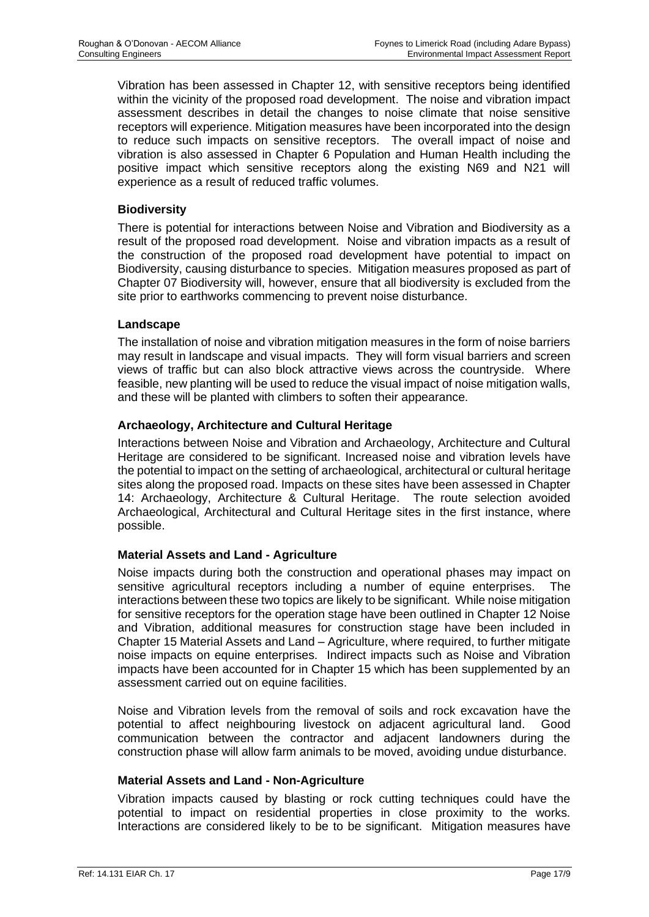Vibration has been assessed in Chapter 12, with sensitive receptors being identified within the vicinity of the proposed road development. The noise and vibration impact assessment describes in detail the changes to noise climate that noise sensitive receptors will experience. Mitigation measures have been incorporated into the design to reduce such impacts on sensitive receptors. The overall impact of noise and vibration is also assessed in Chapter 6 Population and Human Health including the positive impact which sensitive receptors along the existing N69 and N21 will experience as a result of reduced traffic volumes.

**Biodiversity**

There is potential for interactions between Noise and Vibration and Biodiversity as a result of the proposed road development. Noise and vibration impacts as a result of the construction of the proposed road development have potential to impact on Biodiversity, causing disturbance to species. Mitigation measures proposed as part of Chapter 07 Biodiversity will, however, ensure that all biodiversity is excluded from the site prior to earthworks commencing to prevent noise disturbance.

**Landscape**

The installation of noise and vibration mitigation measures in the form of noise barriers may result in landscape and visual impacts. They will form visual barriers and screen views of traffic but can also block attractive views across the countryside. Where feasible, new planting will be used to reduce the visual impact of noise mitigation walls, and these will be planted with climbers to soften their appearance.

**Archaeology, Architecture and Cultural Heritage**

Interactions between Noise and Vibration and Archaeology, Architecture and Cultural Heritage are considered to be significant. Increased noise and vibration levels have the potential to impact on the setting of archaeological, architectural or cultural heritage sites along the proposed road. Impacts on these sites have been assessed in Chapter 14: Archaeology, Architecture & Cultural Heritage. The route selection avoided Archaeological, Architectural and Cultural Heritage sites in the first instance, where possible.

**Material Assets and Land - Agriculture**

Noise impacts during both the construction and operational phases may impact on sensitive agricultural receptors including a number of equine enterprises. The interactions between these two topics are likely to be significant. While noise mitigation for sensitive receptors for the operation stage have been outlined in Chapter 12 Noise and Vibration, additional measures for construction stage have been included in Chapter 15 Material Assets and Land – Agriculture, where required, to further mitigate noise impacts on equine enterprises. Indirect impacts such as Noise and Vibration impacts have been accounted for in Chapter 15 which has been supplemented by an assessment carried out on equine facilities.

Noise and Vibration levels from the removal of soils and rock excavation have the potential to affect neighbouring livestock on adjacent agricultural land. Good communication between the contractor and adjacent landowners during the construction phase will allow farm animals to be moved, avoiding undue disturbance.

**Material Assets and Land - Non-Agriculture**

Vibration impacts caused by blasting or rock cutting techniques could have the potential to impact on residential properties in close proximity to the works. Interactions are considered likely to be to be significant. Mitigation measures have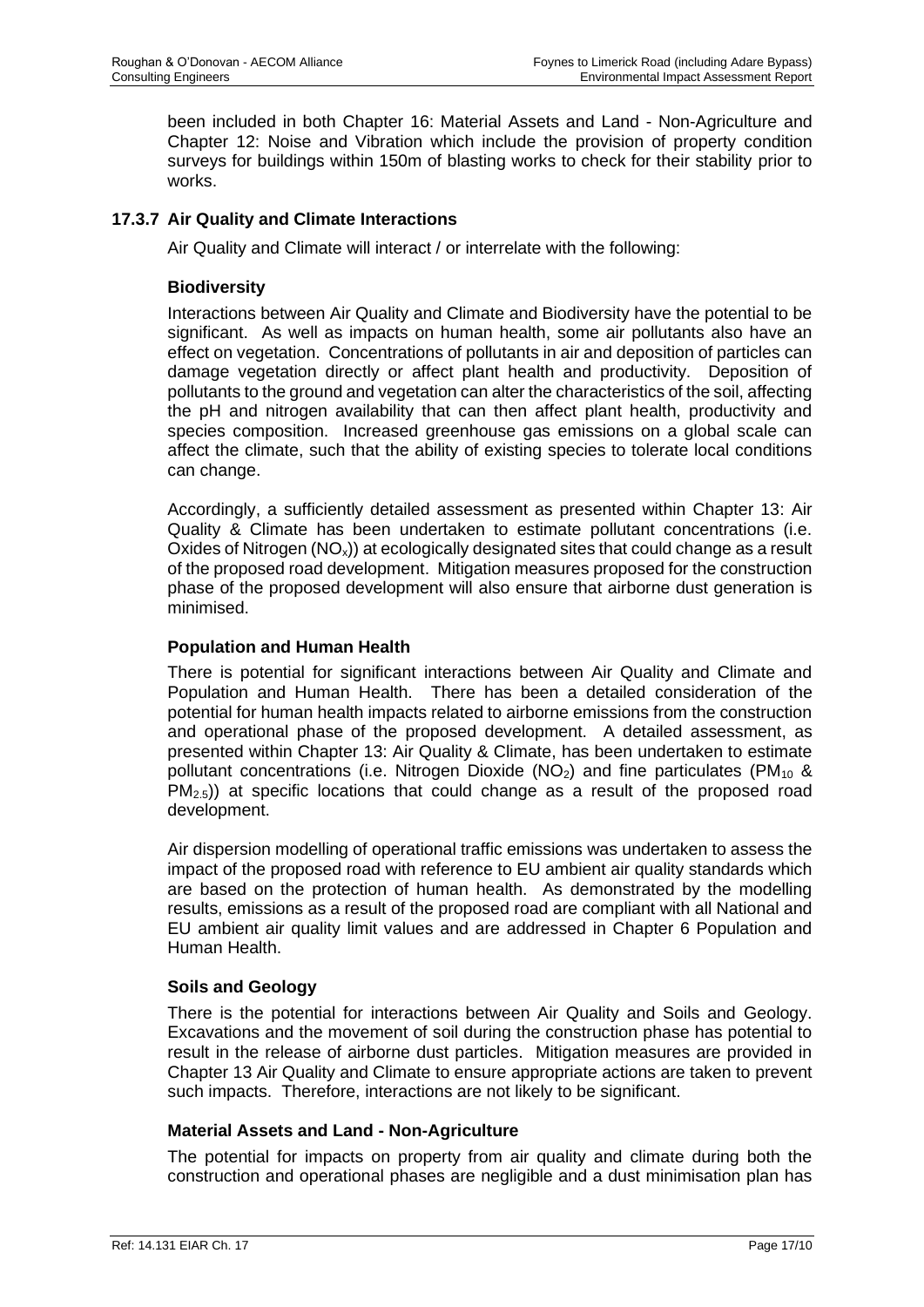been included in both Chapter 16: Material Assets and Land - Non-Agriculture and Chapter 12: Noise and Vibration which include the provision of property condition surveys for buildings within 150m of blasting works to check for their stability prior to works.

### 17.3.7 Air Quality and Climate Interactions

Air Quality and Climate will interact / or interrelate with the following:

**Biodiversity**

Interactions between Air Quality and Climate and Biodiversity have the potential to be significant. As well as impacts on human health, some air pollutants also have an effect on vegetation. Concentrations of pollutants in air and deposition of particles can damage vegetation directly or affect plant health and productivity. Deposition of pollutants to the ground and vegetation can alter the characteristics of the soil, affecting the pH and nitrogen availability that can then affect plant health, productivity and species composition. Increased greenhouse gas emissions on a global scale can affect the climate, such that the ability of existing species to tolerate local conditions can change.

Accordingly, a sufficiently detailed assessment as presented within Chapter 13: Air Quality & Climate has been undertaken to estimate pollutant concentrations (i.e. Oxides of Nitrogen ($NO_x$)) at ecologically designated sites that could change as a result of the proposed road development. Mitigation measures proposed for the construction phase of the proposed development will also ensure that airborne dust generation is minimised.

**Population and Human Health**

There is potential for significant interactions between Air Quality and Climate and Population and Human Health. There has been a detailed consideration of the potential for human health impacts related to airborne emissions from the construction and operational phase of the proposed development. A detailed assessment, as presented within Chapter 13: Air Quality & Climate, has been undertaken to estimate pollutant concentrations (i.e. Nitrogen Dioxide ($NO_2$) and fine particulates ($PM_{10}$ & $PM_{2.5}$)) at specific locations that could change as a result of the proposed road development.

Air dispersion modelling of operational traffic emissions was undertaken to assess the impact of the proposed road with reference to EU ambient air quality standards which are based on the protection of human health. As demonstrated by the modelling results, emissions as a result of the proposed road are compliant with all National and EU ambient air quality limit values and are addressed in Chapter 6 Population and Human Health.

**Soils and Geology**

There is the potential for interactions between Air Quality and Soils and Geology. Excavations and the movement of soil during the construction phase has potential to result in the release of airborne dust particles. Mitigation measures are provided in Chapter 13 Air Quality and Climate to ensure appropriate actions are taken to prevent such impacts. Therefore, interactions are not likely to be significant.

**Material Assets and Land - Non-Agriculture**

The potential for impacts on property from air quality and climate during both the construction and operational phases are negligible and a dust minimisation plan has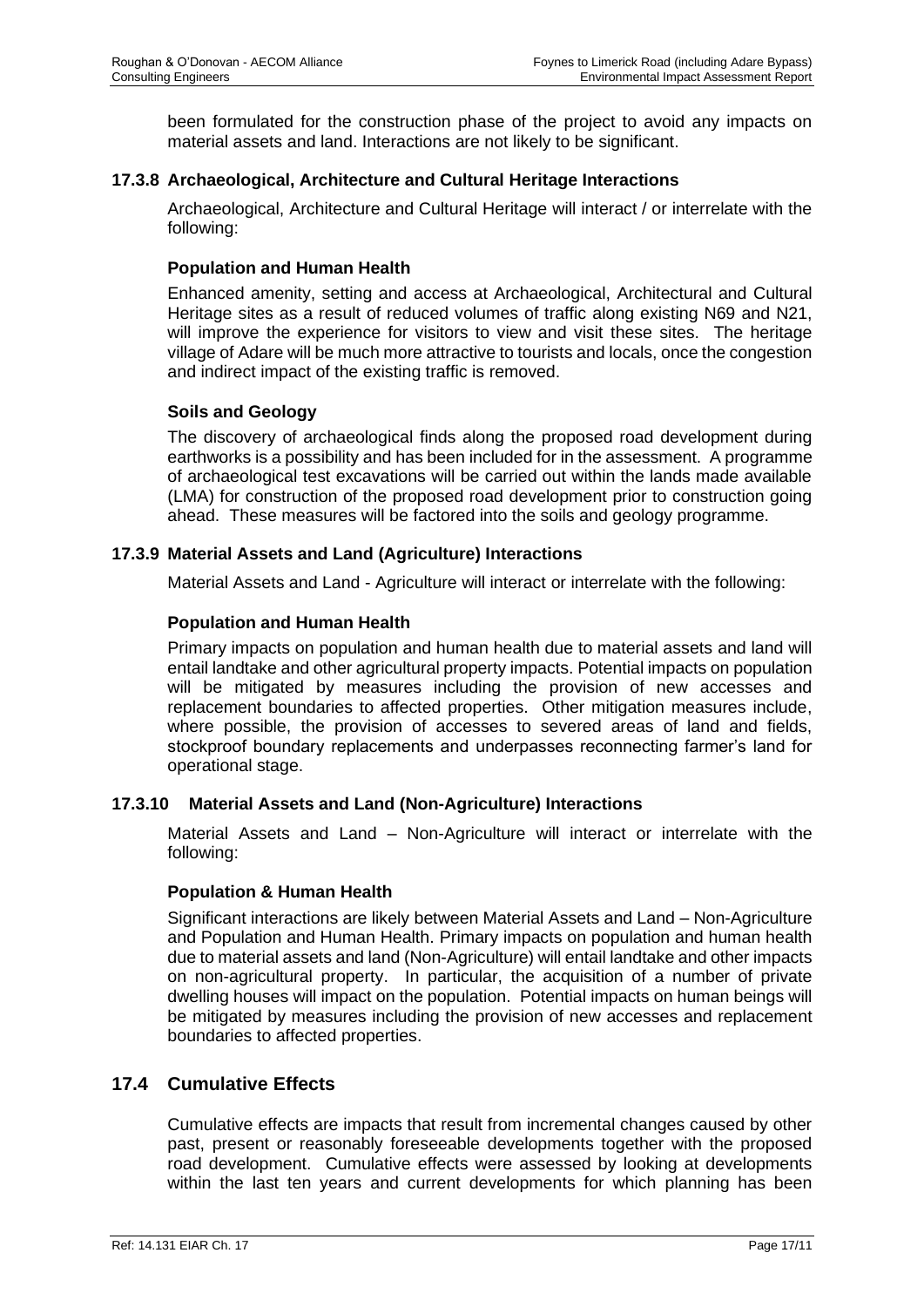been formulated for the construction phase of the project to avoid any impacts on material assets and land. Interactions are not likely to be significant.

### 17.3.8 Archaeological, Architecture and Cultural Heritage Interactions

Archaeological, Architecture and Cultural Heritage will interact / or interrelate with the following:

#### Population and Human Health

Enhanced amenity, setting and access at Archaeological, Architectural and Cultural Heritage sites as a result of reduced volumes of traffic along existing N69 and N21, will improve the experience for visitors to view and visit these sites. The heritage village of Adare will be much more attractive to tourists and locals, once the congestion and indirect impact of the existing traffic is removed.

#### Soils and Geology

The discovery of archaeological finds along the proposed road development during earthworks is a possibility and has been included for in the assessment. A programme of archaeological test excavations will be carried out within the lands made available (LMA) for construction of the proposed road development prior to construction going ahead. These measures will be factored into the soils and geology programme.

### 17.3.9 Material Assets and Land (Agriculture) Interactions

Material Assets and Land - Agriculture will interact or interrelate with the following:

#### Population and Human Health

Primary impacts on population and human health due to material assets and land will entail landtake and other agricultural property impacts. Potential impacts on population will be mitigated by measures including the provision of new accesses and replacement boundaries to affected properties. Other mitigation measures include, where possible, the provision of accesses to severed areas of land and fields, stockproof boundary replacements and underpasses reconnecting farmer's land for operational stage.

### 17.3.10 Material Assets and Land (Non-Agriculture) Interactions

Material Assets and Land – Non-Agriculture will interact or interrelate with the following:

#### Population & Human Health

Significant interactions are likely between Material Assets and Land – Non-Agriculture and Population and Human Health. Primary impacts on population and human health due to material assets and land (Non-Agriculture) will entail landtake and other impacts on non-agricultural property. In particular, the acquisition of a number of private dwelling houses will impact on the population. Potential impacts on human beings will be mitigated by measures including the provision of new accesses and replacement boundaries to affected properties.

## 17.4 Cumulative Effects

Cumulative effects are impacts that result from incremental changes caused by other past, present or reasonably foreseeable developments together with the proposed road development. Cumulative effects were assessed by looking at developments within the last ten years and current developments for which planning has been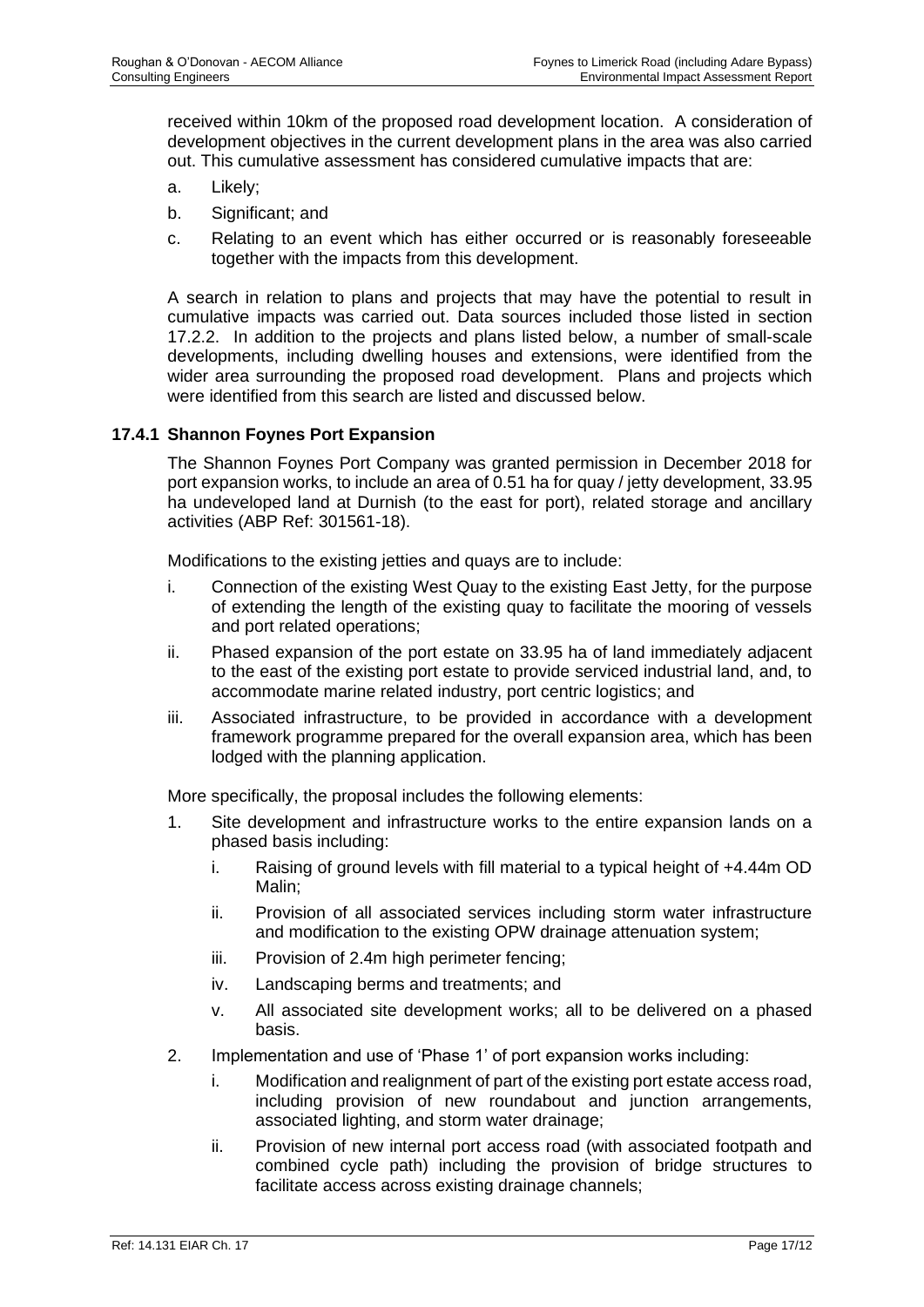received within 10km of the proposed road development location. A consideration of development objectives in the current development plans in the area was also carried out. This cumulative assessment has considered cumulative impacts that are:

a. Likely;
b. Significant; and
c. Relating to an event which has either occurred or is reasonably foreseeable together with the impacts from this development.

A search in relation to plans and projects that may have the potential to result in cumulative impacts was carried out. Data sources included those listed in section 17.2.2. In addition to the projects and plans listed below, a number of small-scale developments, including dwelling houses and extensions, were identified from the wider area surrounding the proposed road development. Plans and projects which were identified from this search are listed and discussed below.

### 17.4.1 Shannon Foynes Port Expansion

The Shannon Foynes Port Company was granted permission in December 2018 for port expansion works, to include an area of 0.51 ha for quay / jetty development, 33.95 ha undeveloped land at Durnish (to the east for port), related storage and ancillary activities (ABP Ref: 301561-18).

Modifications to the existing jetties and quays are to include:

i. Connection of the existing West Quay to the existing East Jetty, for the purpose of extending the length of the existing quay to facilitate the mooring of vessels and port related operations;
ii. Phased expansion of the port estate on 33.95 ha of land immediately adjacent to the east of the existing port estate to provide serviced industrial land, and, to accommodate marine related industry, port centric logistics; and
iii. Associated infrastructure, to be provided in accordance with a development framework programme prepared for the overall expansion area, which has been lodged with the planning application.

More specifically, the proposal includes the following elements:

1. Site development and infrastructure works to the entire expansion lands on a phased basis including:
   i. Raising of ground levels with fill material to a typical height of +4.44m OD Malin;
   ii. Provision of all associated services including storm water infrastructure and modification to the existing OPW drainage attenuation system;
   iii. Provision of 2.4m high perimeter fencing;
   iv. Landscaping berms and treatments; and
   v. All associated site development works; all to be delivered on a phased basis.
2. Implementation and use of 'Phase 1' of port expansion works including:
   i. Modification and realignment of part of the existing port estate access road, including provision of new roundabout and junction arrangements, associated lighting, and storm water drainage;
   ii. Provision of new internal port access road (with associated footpath and combined cycle path) including the provision of bridge structures to facilitate access across existing drainage channels;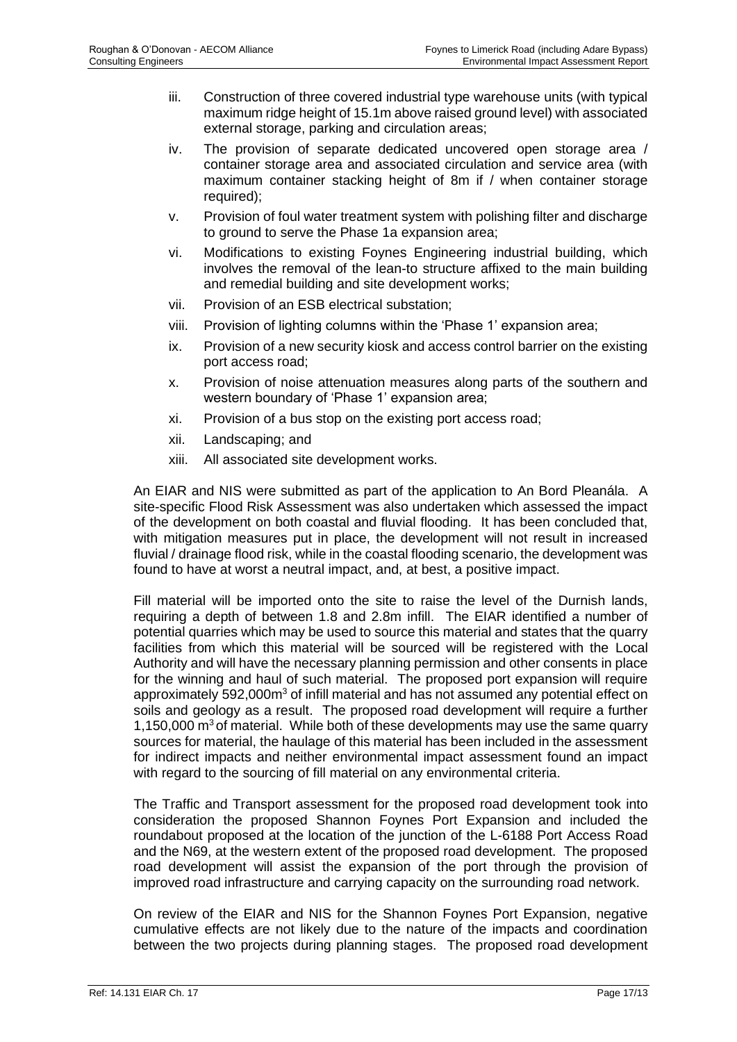iii. Construction of three covered industrial type warehouse units (with typical maximum ridge height of 15.1m above raised ground level) with associated external storage, parking and circulation areas;

iv. The provision of separate dedicated uncovered open storage area / container storage area and associated circulation and service area (with maximum container stacking height of 8m if / when container storage required);

v. Provision of foul water treatment system with polishing filter and discharge to ground to serve the Phase 1a expansion area;

vi. Modifications to existing Foynes Engineering industrial building, which involves the removal of the lean-to structure affixed to the main building and remedial building and site development works;

vii. Provision of an ESB electrical substation;

viii. Provision of lighting columns within the 'Phase 1' expansion area;

ix. Provision of a new security kiosk and access control barrier on the existing port access road;

x. Provision of noise attenuation measures along parts of the southern and western boundary of 'Phase 1' expansion area;

xi. Provision of a bus stop on the existing port access road;

xii. Landscaping; and

xiii. All associated site development works.

An EIAR and NIS were submitted as part of the application to An Bord Pleanála. A site-specific Flood Risk Assessment was also undertaken which assessed the impact of the development on both coastal and fluvial flooding. It has been concluded that, with mitigation measures put in place, the development will not result in increased fluvial / drainage flood risk, while in the coastal flooding scenario, the development was found to have at worst a neutral impact, and, at best, a positive impact.

Fill material will be imported onto the site to raise the level of the Durnish lands, requiring a depth of between 1.8 and 2.8m infill. The EIAR identified a number of potential quarries which may be used to source this material and states that the quarry facilities from which this material will be sourced will be registered with the Local Authority and will have the necessary planning permission and other consents in place for the winning and haul of such material. The proposed port expansion will require approximately 592,000m$^3$ of infill material and has not assumed any potential effect on soils and geology as a result. The proposed road development will require a further 1,150,000 m$^3$ of material. While both of these developments may use the same quarry sources for material, the haulage of this material has been included in the assessment for indirect impacts and neither environmental impact assessment found an impact with regard to the sourcing of fill material on any environmental criteria.

The Traffic and Transport assessment for the proposed road development took into consideration the proposed Shannon Foynes Port Expansion and included the roundabout proposed at the location of the junction of the L-6188 Port Access Road and the N69, at the western extent of the proposed road development. The proposed road development will assist the expansion of the port through the provision of improved road infrastructure and carrying capacity on the surrounding road network.

On review of the EIAR and NIS for the Shannon Foynes Port Expansion, negative cumulative effects are not likely due to the nature of the impacts and coordination between the two projects during planning stages. The proposed road development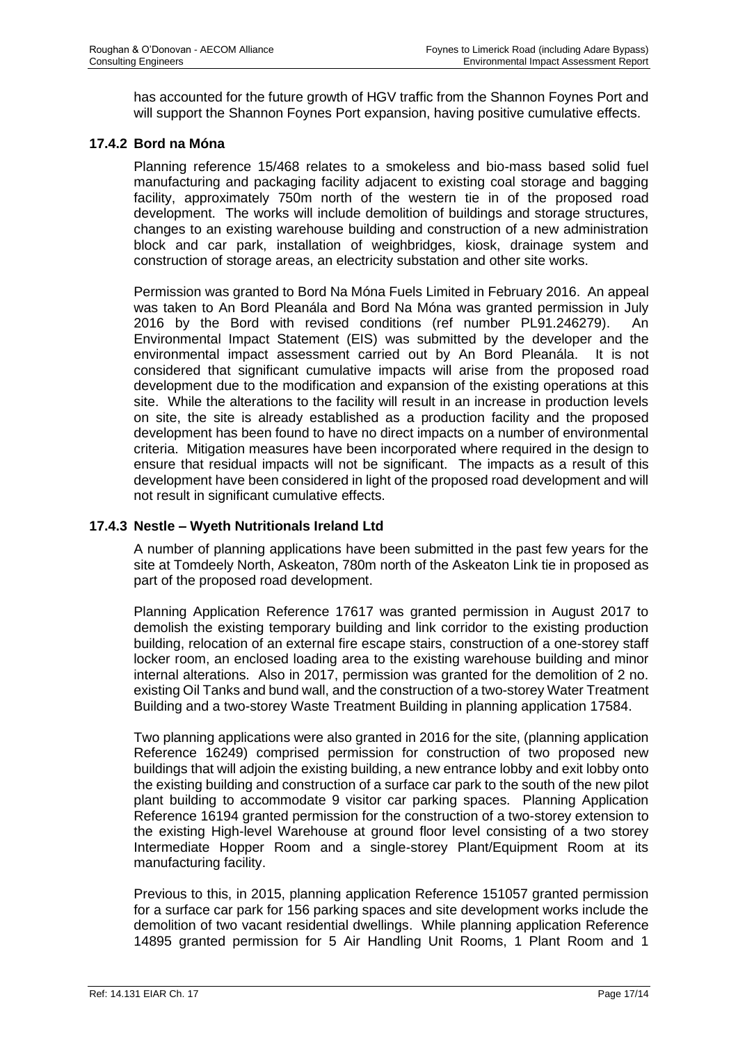has accounted for the future growth of HGV traffic from the Shannon Foynes Port and will support the Shannon Foynes Port expansion, having positive cumulative effects.

### 17.4.2 Bord na Móna

Planning reference 15/468 relates to a smokeless and bio-mass based solid fuel manufacturing and packaging facility adjacent to existing coal storage and bagging facility, approximately 750m north of the western tie in of the proposed road development. The works will include demolition of buildings and storage structures, changes to an existing warehouse building and construction of a new administration block and car park, installation of weighbridges, kiosk, drainage system and construction of storage areas, an electricity substation and other site works.

Permission was granted to Bord Na Móna Fuels Limited in February 2016. An appeal was taken to An Bord Pleanála and Bord Na Móna was granted permission in July 2016 by the Bord with revised conditions (ref number PL91.246279). An Environmental Impact Statement (EIS) was submitted by the developer and the environmental impact assessment carried out by An Bord Pleanála. It is not considered that significant cumulative impacts will arise from the proposed road development due to the modification and expansion of the existing operations at this site. While the alterations to the facility will result in an increase in production levels on site, the site is already established as a production facility and the proposed development has been found to have no direct impacts on a number of environmental criteria. Mitigation measures have been incorporated where required in the design to ensure that residual impacts will not be significant. The impacts as a result of this development have been considered in light of the proposed road development and will not result in significant cumulative effects.

### 17.4.3 Nestle – Wyeth Nutritionals Ireland Ltd

A number of planning applications have been submitted in the past few years for the site at Tomdeely North, Askeaton, 780m north of the Askeaton Link tie in proposed as part of the proposed road development.

Planning Application Reference 17617 was granted permission in August 2017 to demolish the existing temporary building and link corridor to the existing production building, relocation of an external fire escape stairs, construction of a one-storey staff locker room, an enclosed loading area to the existing warehouse building and minor internal alterations. Also in 2017, permission was granted for the demolition of 2 no. existing Oil Tanks and bund wall, and the construction of a two-storey Water Treatment Building and a two-storey Waste Treatment Building in planning application 17584.

Two planning applications were also granted in 2016 for the site, (planning application Reference 16249) comprised permission for construction of two proposed new buildings that will adjoin the existing building, a new entrance lobby and exit lobby onto the existing building and construction of a surface car park to the south of the new pilot plant building to accommodate 9 visitor car parking spaces. Planning Application Reference 16194 granted permission for the construction of a two-storey extension to the existing High-level Warehouse at ground floor level consisting of a two storey Intermediate Hopper Room and a single-storey Plant/Equipment Room at its manufacturing facility.

Previous to this, in 2015, planning application Reference 151057 granted permission for a surface car park for 156 parking spaces and site development works include the demolition of two vacant residential dwellings. While planning application Reference 14895 granted permission for 5 Air Handling Unit Rooms, 1 Plant Room and 1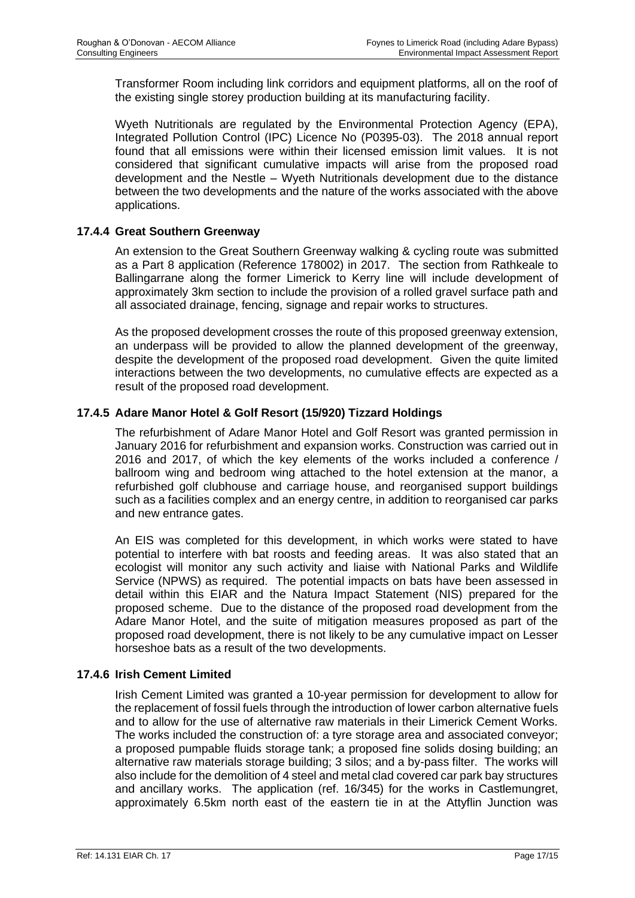Transformer Room including link corridors and equipment platforms, all on the roof of the existing single storey production building at its manufacturing facility.

Wyeth Nutritionals are regulated by the Environmental Protection Agency (EPA), Integrated Pollution Control (IPC) Licence No (P0395-03). The 2018 annual report found that all emissions were within their licensed emission limit values. It is not considered that significant cumulative impacts will arise from the proposed road development and the Nestle – Wyeth Nutritionals development due to the distance between the two developments and the nature of the works associated with the above applications.

### 17.4.4 Great Southern Greenway

An extension to the Great Southern Greenway walking & cycling route was submitted as a Part 8 application (Reference 178002) in 2017. The section from Rathkeale to Ballingarrane along the former Limerick to Kerry line will include development of approximately 3km section to include the provision of a rolled gravel surface path and all associated drainage, fencing, signage and repair works to structures.

As the proposed development crosses the route of this proposed greenway extension, an underpass will be provided to allow the planned development of the greenway, despite the development of the proposed road development. Given the quite limited interactions between the two developments, no cumulative effects are expected as a result of the proposed road development.

### 17.4.5 Adare Manor Hotel & Golf Resort (15/920) Tizzard Holdings

The refurbishment of Adare Manor Hotel and Golf Resort was granted permission in January 2016 for refurbishment and expansion works. Construction was carried out in 2016 and 2017, of which the key elements of the works included a conference / ballroom wing and bedroom wing attached to the hotel extension at the manor, a refurbished golf clubhouse and carriage house, and reorganised support buildings such as a facilities complex and an energy centre, in addition to reorganised car parks and new entrance gates.

An EIS was completed for this development, in which works were stated to have potential to interfere with bat roosts and feeding areas. It was also stated that an ecologist will monitor any such activity and liaise with National Parks and Wildlife Service (NPWS) as required. The potential impacts on bats have been assessed in detail within this EIAR and the Natura Impact Statement (NIS) prepared for the proposed scheme. Due to the distance of the proposed road development from the Adare Manor Hotel, and the suite of mitigation measures proposed as part of the proposed road development, there is not likely to be any cumulative impact on Lesser horseshoe bats as a result of the two developments.

### 17.4.6 Irish Cement Limited

Irish Cement Limited was granted a 10-year permission for development to allow for the replacement of fossil fuels through the introduction of lower carbon alternative fuels and to allow for the use of alternative raw materials in their Limerick Cement Works. The works included the construction of: a tyre storage area and associated conveyor; a proposed pumpable fluids storage tank; a proposed fine solids dosing building; an alternative raw materials storage building; 3 silos; and a by-pass filter. The works will also include for the demolition of 4 steel and metal clad covered car park bay structures and ancillary works. The application (ref. 16/345) for the works in Castlemungret, approximately 6.5km north east of the eastern tie in at the Attyflin Junction was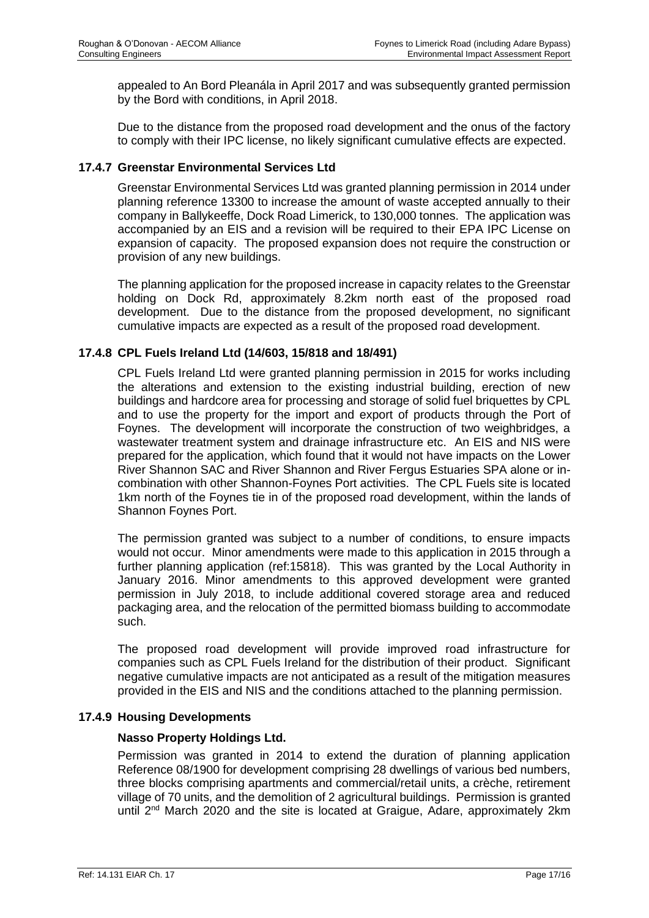appealed to An Bord Pleanála in April 2017 and was subsequently granted permission by the Bord with conditions, in April 2018.

Due to the distance from the proposed road development and the onus of the factory to comply with their IPC license, no likely significant cumulative effects are expected.

### 17.4.7 Greenstar Environmental Services Ltd

Greenstar Environmental Services Ltd was granted planning permission in 2014 under planning reference 13300 to increase the amount of waste accepted annually to their company in Ballykeeffe, Dock Road Limerick, to 130,000 tonnes. The application was accompanied by an EIS and a revision will be required to their EPA IPC License on expansion of capacity. The proposed expansion does not require the construction or provision of any new buildings.

The planning application for the proposed increase in capacity relates to the Greenstar holding on Dock Rd, approximately 8.2km north east of the proposed road development. Due to the distance from the proposed development, no significant cumulative impacts are expected as a result of the proposed road development.

### 17.4.8 CPL Fuels Ireland Ltd (14/603, 15/818 and 18/491)

CPL Fuels Ireland Ltd were granted planning permission in 2015 for works including the alterations and extension to the existing industrial building, erection of new buildings and hardcore area for processing and storage of solid fuel briquettes by CPL and to use the property for the import and export of products through the Port of Foynes. The development will incorporate the construction of two weighbridges, a wastewater treatment system and drainage infrastructure etc. An EIS and NIS were prepared for the application, which found that it would not have impacts on the Lower River Shannon SAC and River Shannon and River Fergus Estuaries SPA alone or in-combination with other Shannon-Foynes Port activities. The CPL Fuels site is located 1km north of the Foynes tie in of the proposed road development, within the lands of Shannon Foynes Port.

The permission granted was subject to a number of conditions, to ensure impacts would not occur. Minor amendments were made to this application in 2015 through a further planning application (ref:15818). This was granted by the Local Authority in January 2016. Minor amendments to this approved development were granted permission in July 2018, to include additional covered storage area and reduced packaging area, and the relocation of the permitted biomass building to accommodate such.

The proposed road development will provide improved road infrastructure for companies such as CPL Fuels Ireland for the distribution of their product. Significant negative cumulative impacts are not anticipated as a result of the mitigation measures provided in the EIS and NIS and the conditions attached to the planning permission.

### 17.4.9 Housing Developments

**Nasso Property Holdings Ltd.**

Permission was granted in 2014 to extend the duration of planning application Reference 08/1900 for development comprising 28 dwellings of various bed numbers, three blocks comprising apartments and commercial/retail units, a crèche, retirement village of 70 units, and the demolition of 2 agricultural buildings. Permission is granted until 2nd March 2020 and the site is located at Graigue, Adare, approximately 2km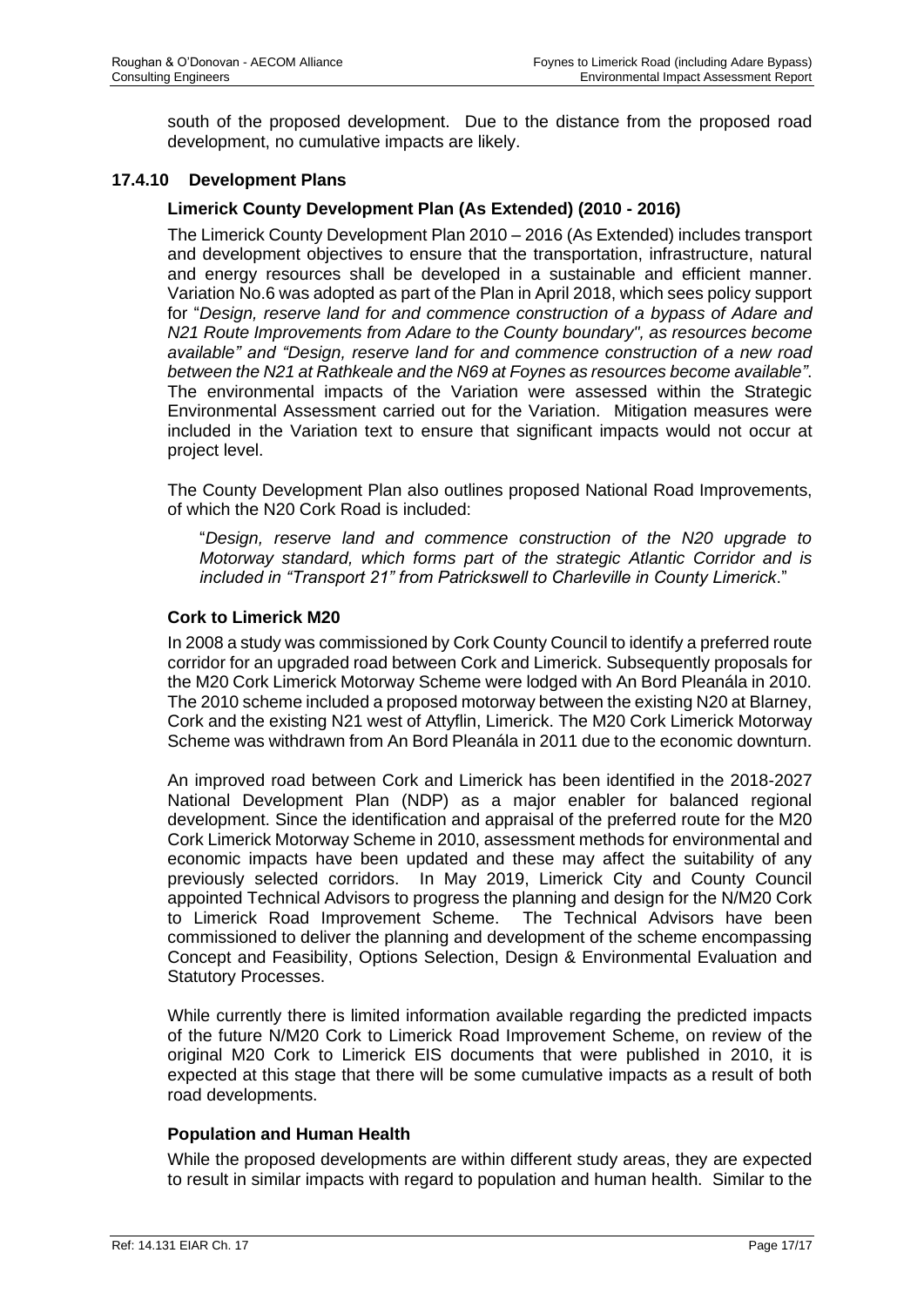south of the proposed development. Due to the distance from the proposed road development, no cumulative impacts are likely.

### 17.4.10 Development Plans

#### Limerick County Development Plan (As Extended) (2010 - 2016)

The Limerick County Development Plan 2010 – 2016 (As Extended) includes transport and development objectives to ensure that the transportation, infrastructure, natural and energy resources shall be developed in a sustainable and efficient manner. Variation No.6 was adopted as part of the Plan in April 2018, which sees policy support for "*Design, reserve land for and commence construction of a bypass of Adare and N21 Route Improvements from Adare to the County boundary", as resources become available" and "Design, reserve land for and commence construction of a new road between the N21 at Rathkeale and the N69 at Foynes as resources become available"*. The environmental impacts of the Variation were assessed within the Strategic Environmental Assessment carried out for the Variation. Mitigation measures were included in the Variation text to ensure that significant impacts would not occur at project level.

The County Development Plan also outlines proposed National Road Improvements, of which the N20 Cork Road is included:

> "*Design, reserve land and commence construction of the N20 upgrade to Motorway standard, which forms part of the strategic Atlantic Corridor and is included in "Transport 21" from Patrickswell to Charleville in County Limerick*."

#### Cork to Limerick M20

In 2008 a study was commissioned by Cork County Council to identify a preferred route corridor for an upgraded road between Cork and Limerick. Subsequently proposals for the M20 Cork Limerick Motorway Scheme were lodged with An Bord Pleanála in 2010. The 2010 scheme included a proposed motorway between the existing N20 at Blarney, Cork and the existing N21 west of Attyflin, Limerick. The M20 Cork Limerick Motorway Scheme was withdrawn from An Bord Pleanála in 2011 due to the economic downturn.

An improved road between Cork and Limerick has been identified in the 2018-2027 National Development Plan (NDP) as a major enabler for balanced regional development. Since the identification and appraisal of the preferred route for the M20 Cork Limerick Motorway Scheme in 2010, assessment methods for environmental and economic impacts have been updated and these may affect the suitability of any previously selected corridors. In May 2019, Limerick City and County Council appointed Technical Advisors to progress the planning and design for the N/M20 Cork to Limerick Road Improvement Scheme. The Technical Advisors have been commissioned to deliver the planning and development of the scheme encompassing Concept and Feasibility, Options Selection, Design & Environmental Evaluation and Statutory Processes.

While currently there is limited information available regarding the predicted impacts of the future N/M20 Cork to Limerick Road Improvement Scheme, on review of the original M20 Cork to Limerick EIS documents that were published in 2010, it is expected at this stage that there will be some cumulative impacts as a result of both road developments.

#### Population and Human Health

While the proposed developments are within different study areas, they are expected to result in similar impacts with regard to population and human health. Similar to the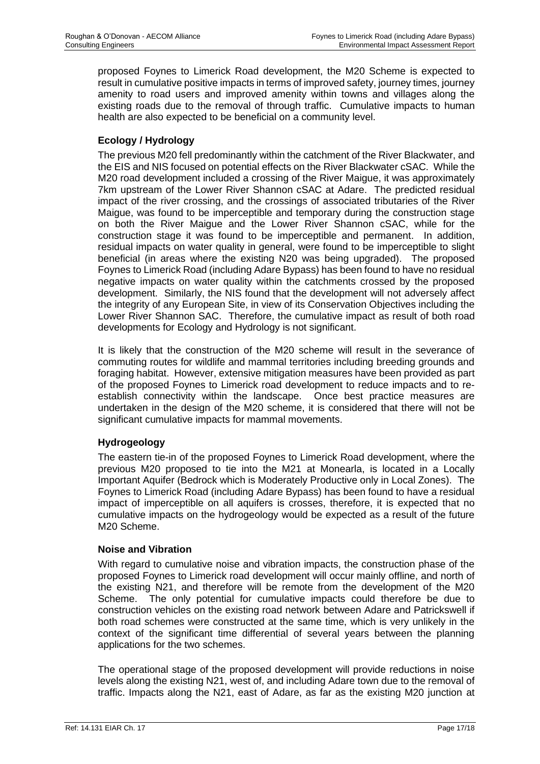proposed Foynes to Limerick Road development, the M20 Scheme is expected to result in cumulative positive impacts in terms of improved safety, journey times, journey amenity to road users and improved amenity within towns and villages along the existing roads due to the removal of through traffic. Cumulative impacts to human health are also expected to be beneficial on a community level.

### Ecology / Hydrology

The previous M20 fell predominantly within the catchment of the River Blackwater, and the EIS and NIS focused on potential effects on the River Blackwater cSAC. While the M20 road development included a crossing of the River Maigue, it was approximately 7km upstream of the Lower River Shannon cSAC at Adare. The predicted residual impact of the river crossing, and the crossings of associated tributaries of the River Maigue, was found to be imperceptible and temporary during the construction stage on both the River Maigue and the Lower River Shannon cSAC, while for the construction stage it was found to be imperceptible and permanent. In addition, residual impacts on water quality in general, were found to be imperceptible to slight beneficial (in areas where the existing N20 was being upgraded). The proposed Foynes to Limerick Road (including Adare Bypass) has been found to have no residual negative impacts on water quality within the catchments crossed by the proposed development. Similarly, the NIS found that the development will not adversely affect the integrity of any European Site, in view of its Conservation Objectives including the Lower River Shannon SAC. Therefore, the cumulative impact as result of both road developments for Ecology and Hydrology is not significant.

It is likely that the construction of the M20 scheme will result in the severance of commuting routes for wildlife and mammal territories including breeding grounds and foraging habitat. However, extensive mitigation measures have been provided as part of the proposed Foynes to Limerick road development to reduce impacts and to re-establish connectivity within the landscape. Once best practice measures are undertaken in the design of the M20 scheme, it is considered that there will not be significant cumulative impacts for mammal movements.

### Hydrogeology

The eastern tie-in of the proposed Foynes to Limerick Road development, where the previous M20 proposed to tie into the M21 at Monearla, is located in a Locally Important Aquifer (Bedrock which is Moderately Productive only in Local Zones). The Foynes to Limerick Road (including Adare Bypass) has been found to have a residual impact of imperceptible on all aquifers is crosses, therefore, it is expected that no cumulative impacts on the hydrogeology would be expected as a result of the future M20 Scheme.

### Noise and Vibration

With regard to cumulative noise and vibration impacts, the construction phase of the proposed Foynes to Limerick road development will occur mainly offline, and north of the existing N21, and therefore will be remote from the development of the M20 Scheme. The only potential for cumulative impacts could therefore be due to construction vehicles on the existing road network between Adare and Patrickswell if both road schemes were constructed at the same time, which is very unlikely in the context of the significant time differential of several years between the planning applications for the two schemes.

The operational stage of the proposed development will provide reductions in noise levels along the existing N21, west of, and including Adare town due to the removal of traffic. Impacts along the N21, east of Adare, as far as the existing M20 junction at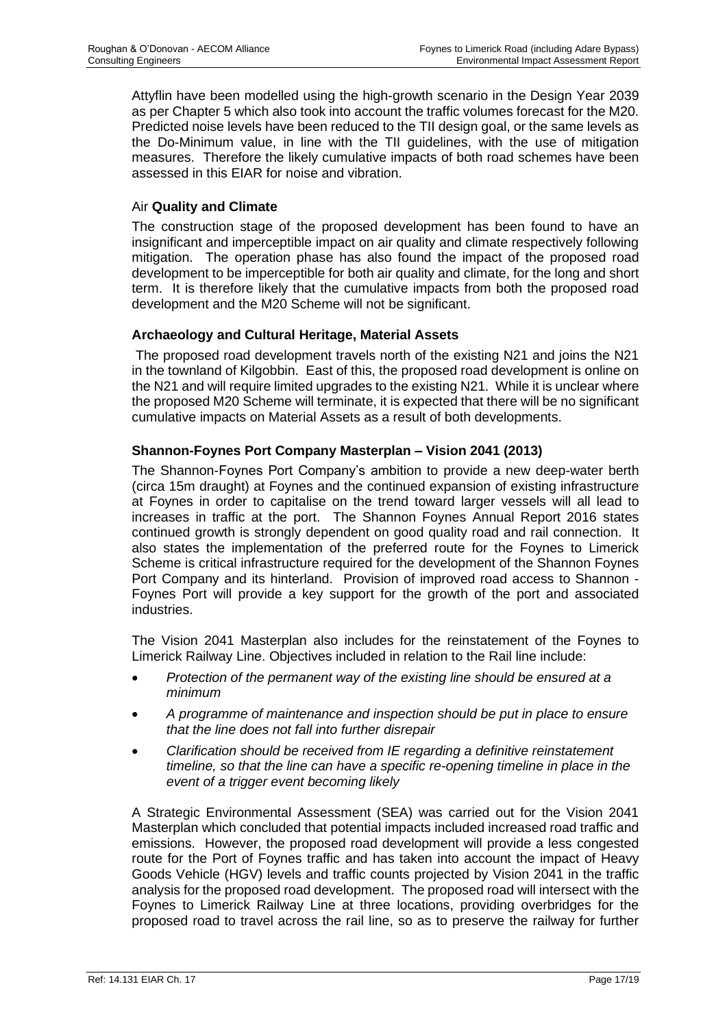Attyflin have been modelled using the high-growth scenario in the Design Year 2039 as per Chapter 5 which also took into account the traffic volumes forecast for the M20. Predicted noise levels have been reduced to the TII design goal, or the same levels as the Do-Minimum value, in line with the TII guidelines, with the use of mitigation measures. Therefore the likely cumulative impacts of both road schemes have been assessed in this EIAR for noise and vibration.

### Air **Quality and Climate**

The construction stage of the proposed development has been found to have an insignificant and imperceptible impact on air quality and climate respectively following mitigation. The operation phase has also found the impact of the proposed road development to be imperceptible for both air quality and climate, for the long and short term. It is therefore likely that the cumulative impacts from both the proposed road development and the M20 Scheme will not be significant.

### Archaeology and Cultural Heritage, Material Assets

The proposed road development travels north of the existing N21 and joins the N21 in the townland of Kilgobbin. East of this, the proposed road development is online on the N21 and will require limited upgrades to the existing N21. While it is unclear where the proposed M20 Scheme will terminate, it is expected that there will be no significant cumulative impacts on Material Assets as a result of both developments.

### Shannon-Foynes Port Company Masterplan – Vision 2041 (2013)

The Shannon-Foynes Port Company's ambition to provide a new deep-water berth (circa 15m draught) at Foynes and the continued expansion of existing infrastructure at Foynes in order to capitalise on the trend toward larger vessels will all lead to increases in traffic at the port. The Shannon Foynes Annual Report 2016 states continued growth is strongly dependent on good quality road and rail connection. It also states the implementation of the preferred route for the Foynes to Limerick Scheme is critical infrastructure required for the development of the Shannon Foynes Port Company and its hinterland. Provision of improved road access to Shannon - Foynes Port will provide a key support for the growth of the port and associated industries.

The Vision 2041 Masterplan also includes for the reinstatement of the Foynes to Limerick Railway Line. Objectives included in relation to the Rail line include:

- *Protection of the permanent way of the existing line should be ensured at a minimum*
- *A programme of maintenance and inspection should be put in place to ensure that the line does not fall into further disrepair*
- *Clarification should be received from IE regarding a definitive reinstatement timeline, so that the line can have a specific re-opening timeline in place in the event of a trigger event becoming likely*

A Strategic Environmental Assessment (SEA) was carried out for the Vision 2041 Masterplan which concluded that potential impacts included increased road traffic and emissions. However, the proposed road development will provide a less congested route for the Port of Foynes traffic and has taken into account the impact of Heavy Goods Vehicle (HGV) levels and traffic counts projected by Vision 2041 in the traffic analysis for the proposed road development. The proposed road will intersect with the Foynes to Limerick Railway Line at three locations, providing overbridges for the proposed road to travel across the rail line, so as to preserve the railway for further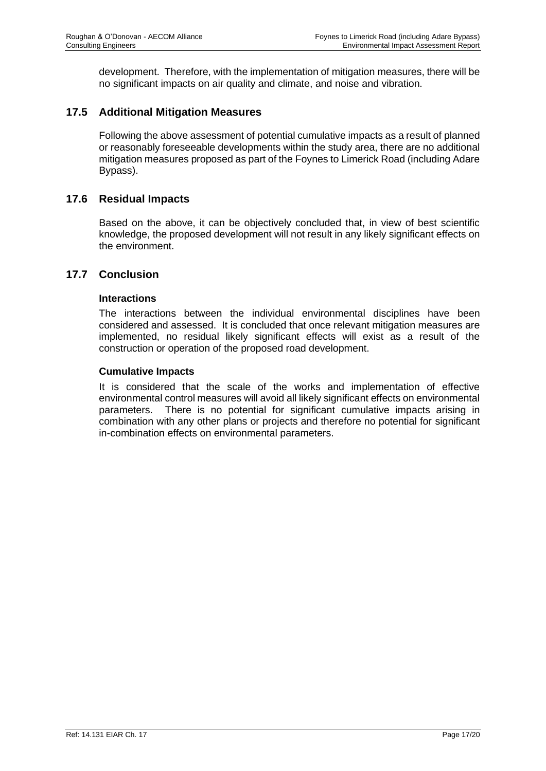development. Therefore, with the implementation of mitigation measures, there will be no significant impacts on air quality and climate, and noise and vibration.

## 17.5 Additional Mitigation Measures

Following the above assessment of potential cumulative impacts as a result of planned or reasonably foreseeable developments within the study area, there are no additional mitigation measures proposed as part of the Foynes to Limerick Road (including Adare Bypass).

## 17.6 Residual Impacts

Based on the above, it can be objectively concluded that, in view of best scientific knowledge, the proposed development will not result in any likely significant effects on the environment.

## 17.7 Conclusion

### Interactions

The interactions between the individual environmental disciplines have been considered and assessed. It is concluded that once relevant mitigation measures are implemented, no residual likely significant effects will exist as a result of the construction or operation of the proposed road development.

### Cumulative Impacts

It is considered that the scale of the works and implementation of effective environmental control measures will avoid all likely significant effects on environmental parameters. There is no potential for significant cumulative impacts arising in combination with any other plans or projects and therefore no potential for significant in-combination effects on environmental parameters.